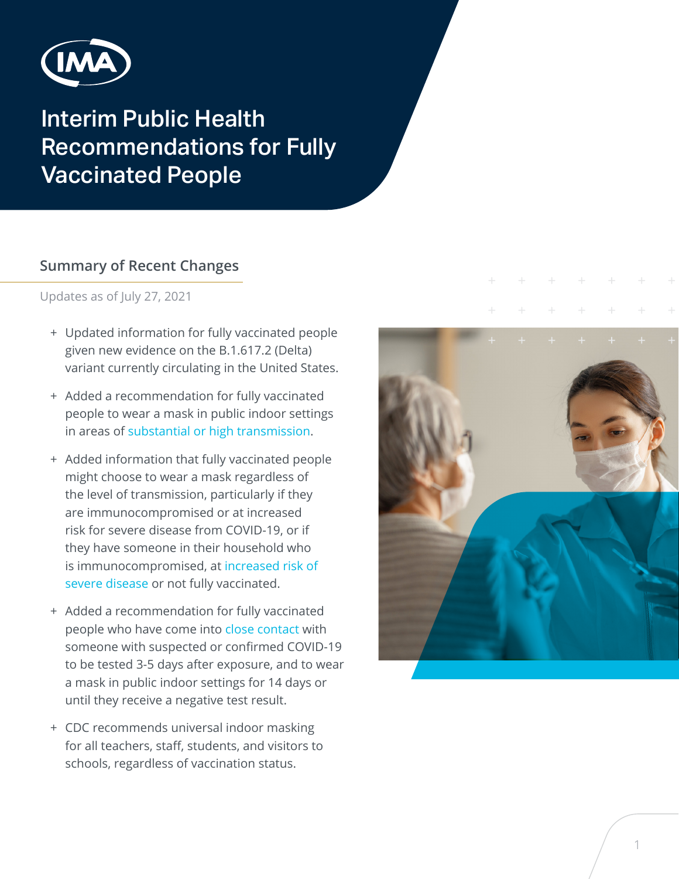IMA

# Interim Public Health Recommendations for Fully Vaccinated People

## Summary of Recent Changes

Updates as of July 27, 2021

- Updated information for fully vaccinated people given new evidence on the B.1.617.2 (Delta) variant currently circulating in the United States.
- Added a recommendation for fully vaccinated people to wear a mask in public indoor settings in areas of substantial or high transmission.
- Added information that fully vaccinated people might choose to wear a mask regardless of the level of transmission, particularly if they are immunocompromised or at increased risk for severe disease from COVID-19, or if they have someone in their household who is immunocompromised, at increased risk of severe disease or not fully vaccinated.
- Added a recommendation for fully vaccinated people who have come into close contact with someone with suspected or confirmed COVID-19 to be tested 3-5 days after exposure, and to wear a mask in public indoor settings for 14 days or until they receive a negative test result.
- CDC recommends universal indoor masking for all teachers, staff, students, and visitors to schools, regardless of vaccination status.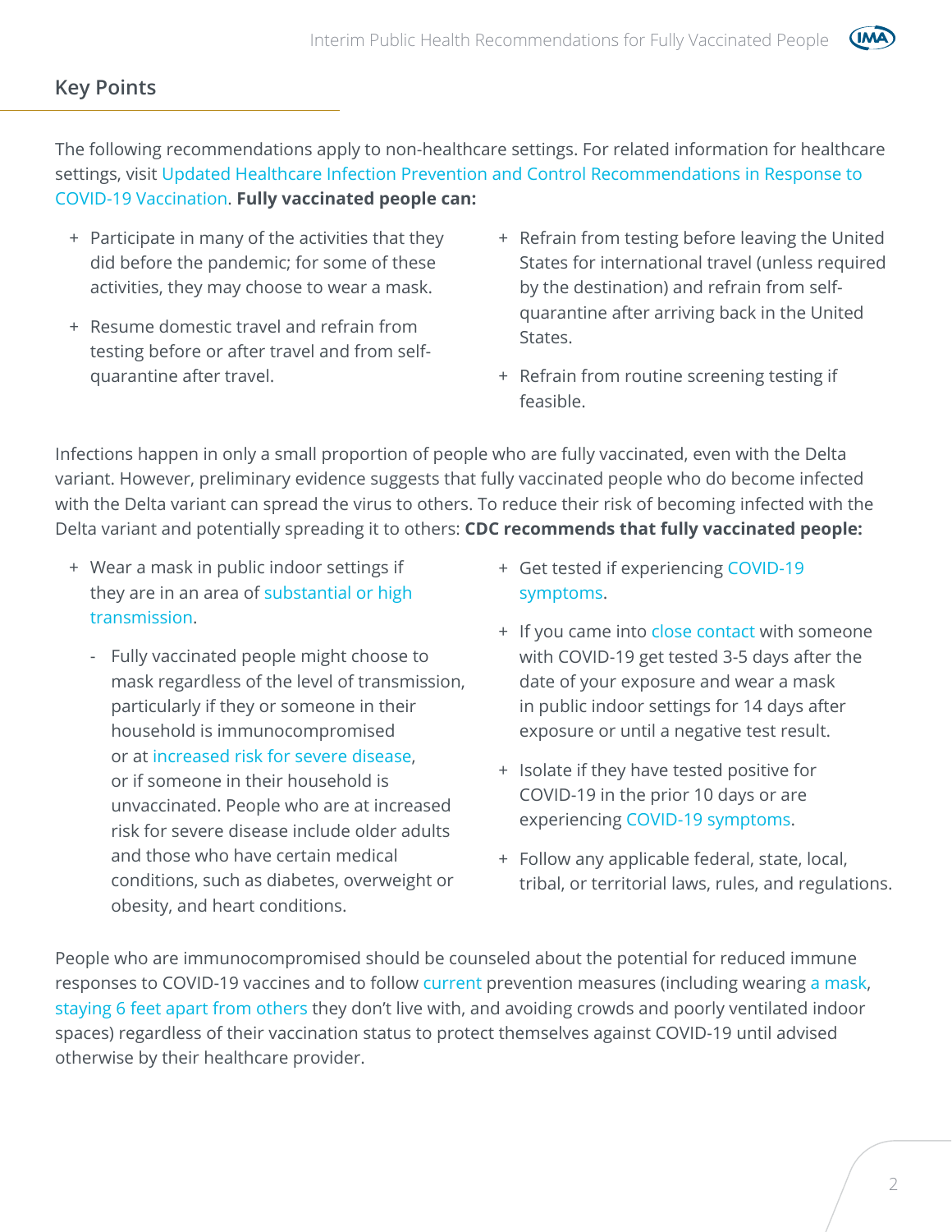## Key Points

The following recommendations apply to non-healthcare settings. For related information for healthcare settings, visit Updated Healthcare Infection Prevention and Control Recommendations in Response to COVID-19 Vaccination. **Fully vaccinated people can:**

- Participate in many of the activities that they did before the pandemic; for some of these activities, they may choose to wear a mask.
- Resume domestic travel and refrain from testing before or after travel and from self-quarantine after travel.
- Refrain from testing before leaving the United States for international travel (unless required by the destination) and refrain from self-quarantine after arriving back in the United States.
- Refrain from routine screening testing if feasible.

Infections happen in only a small proportion of people who are fully vaccinated, even with the Delta variant. However, preliminary evidence suggests that fully vaccinated people who do become infected with the Delta variant can spread the virus to others. To reduce their risk of becoming infected with the Delta variant and potentially spreading it to others: **CDC recommends that fully vaccinated people:**

- Wear a mask in public indoor settings if they are in an area of substantial or high transmission.
  - Fully vaccinated people might choose to mask regardless of the level of transmission, particularly if they or someone in their household is immunocompromised or at increased risk for severe disease, or if someone in their household is unvaccinated. People who are at increased risk for severe disease include older adults and those who have certain medical conditions, such as diabetes, overweight or obesity, and heart conditions.
- Get tested if experiencing COVID-19 symptoms.
- If you came into close contact with someone with COVID-19 get tested 3-5 days after the date of your exposure and wear a mask in public indoor settings for 14 days after exposure or until a negative test result.
- Isolate if they have tested positive for COVID-19 in the prior 10 days or are experiencing COVID-19 symptoms.
- Follow any applicable federal, state, local, tribal, or territorial laws, rules, and regulations.

People who are immunocompromised should be counseled about the potential for reduced immune responses to COVID-19 vaccines and to follow current prevention measures (including wearing a mask, staying 6 feet apart from others they don't live with, and avoiding crowds and poorly ventilated indoor spaces) regardless of their vaccination status to protect themselves against COVID-19 until advised otherwise by their healthcare provider.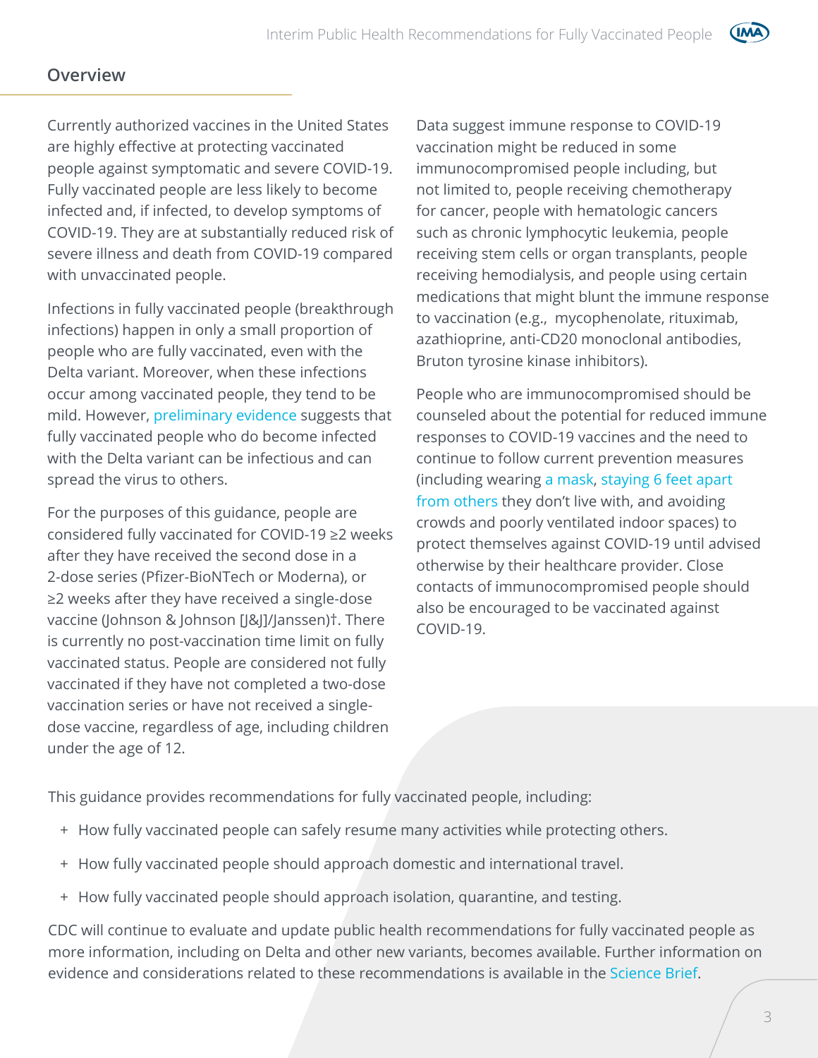## Overview

Currently authorized vaccines in the United States are highly effective at protecting vaccinated people against symptomatic and severe COVID-19. Fully vaccinated people are less likely to become infected and, if infected, to develop symptoms of COVID-19. They are at substantially reduced risk of severe illness and death from COVID-19 compared with unvaccinated people.

Infections in fully vaccinated people (breakthrough infections) happen in only a small proportion of people who are fully vaccinated, even with the Delta variant. Moreover, when these infections occur among vaccinated people, they tend to be mild. However, preliminary evidence suggests that fully vaccinated people who do become infected with the Delta variant can be infectious and can spread the virus to others.

For the purposes of this guidance, people are considered fully vaccinated for COVID-19 ≥2 weeks after they have received the second dose in a 2-dose series (Pfizer-BioNTech or Moderna), or ≥2 weeks after they have received a single-dose vaccine (Johnson & Johnson [J&J]/Janssen)†. There is currently no post-vaccination time limit on fully vaccinated status. People are considered not fully vaccinated if they have not completed a two-dose vaccination series or have not received a single-dose vaccine, regardless of age, including children under the age of 12.

Data suggest immune response to COVID-19 vaccination might be reduced in some immunocompromised people including, but not limited to, people receiving chemotherapy for cancer, people with hematologic cancers such as chronic lymphocytic leukemia, people receiving stem cells or organ transplants, people receiving hemodialysis, and people using certain medications that might blunt the immune response to vaccination (e.g., mycophenolate, rituximab, azathioprine, anti-CD20 monoclonal antibodies, Bruton tyrosine kinase inhibitors).

People who are immunocompromised should be counseled about the potential for reduced immune responses to COVID-19 vaccines and the need to continue to follow current prevention measures (including wearing a mask, staying 6 feet apart from others they don't live with, and avoiding crowds and poorly ventilated indoor spaces) to protect themselves against COVID-19 until advised otherwise by their healthcare provider. Close contacts of immunocompromised people should also be encouraged to be vaccinated against COVID-19.

This guidance provides recommendations for fully vaccinated people, including:

+ How fully vaccinated people can safely resume many activities while protecting others.
+ How fully vaccinated people should approach domestic and international travel.
+ How fully vaccinated people should approach isolation, quarantine, and testing.

CDC will continue to evaluate and update public health recommendations for fully vaccinated people as more information, including on Delta and other new variants, becomes available. Further information on evidence and considerations related to these recommendations is available in the Science Brief.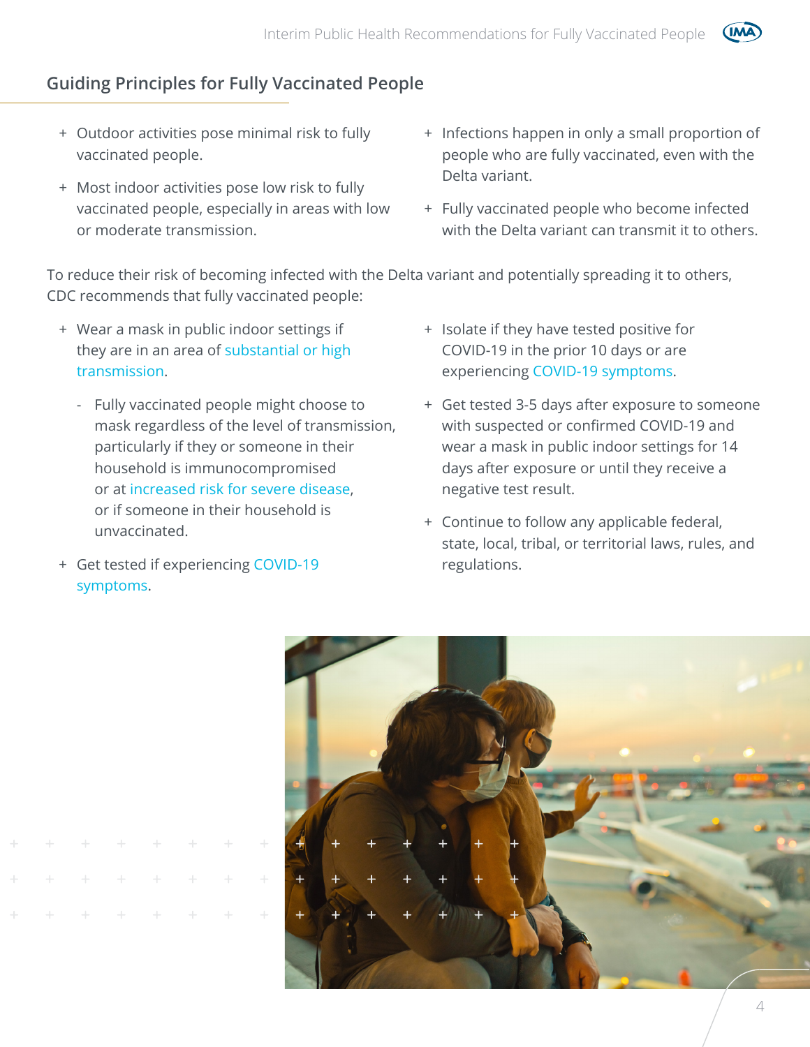## Guiding Principles for Fully Vaccinated People

- Outdoor activities pose minimal risk to fully vaccinated people.
- Most indoor activities pose low risk to fully vaccinated people, especially in areas with low or moderate transmission.
- Infections happen in only a small proportion of people who are fully vaccinated, even with the Delta variant.
- Fully vaccinated people who become infected with the Delta variant can transmit it to others.

To reduce their risk of becoming infected with the Delta variant and potentially spreading it to others, CDC recommends that fully vaccinated people:

- Wear a mask in public indoor settings if they are in an area of substantial or high transmission.
  - Fully vaccinated people might choose to mask regardless of the level of transmission, particularly if they or someone in their household is immunocompromised or at increased risk for severe disease, or if someone in their household is unvaccinated.
- Get tested if experiencing COVID-19 symptoms.
- Isolate if they have tested positive for COVID-19 in the prior 10 days or are experiencing COVID-19 symptoms.
- Get tested 3-5 days after exposure to someone with suspected or confirmed COVID-19 and wear a mask in public indoor settings for 14 days after exposure or until they receive a negative test result.
- Continue to follow any applicable federal, state, local, tribal, or territorial laws, rules, and regulations.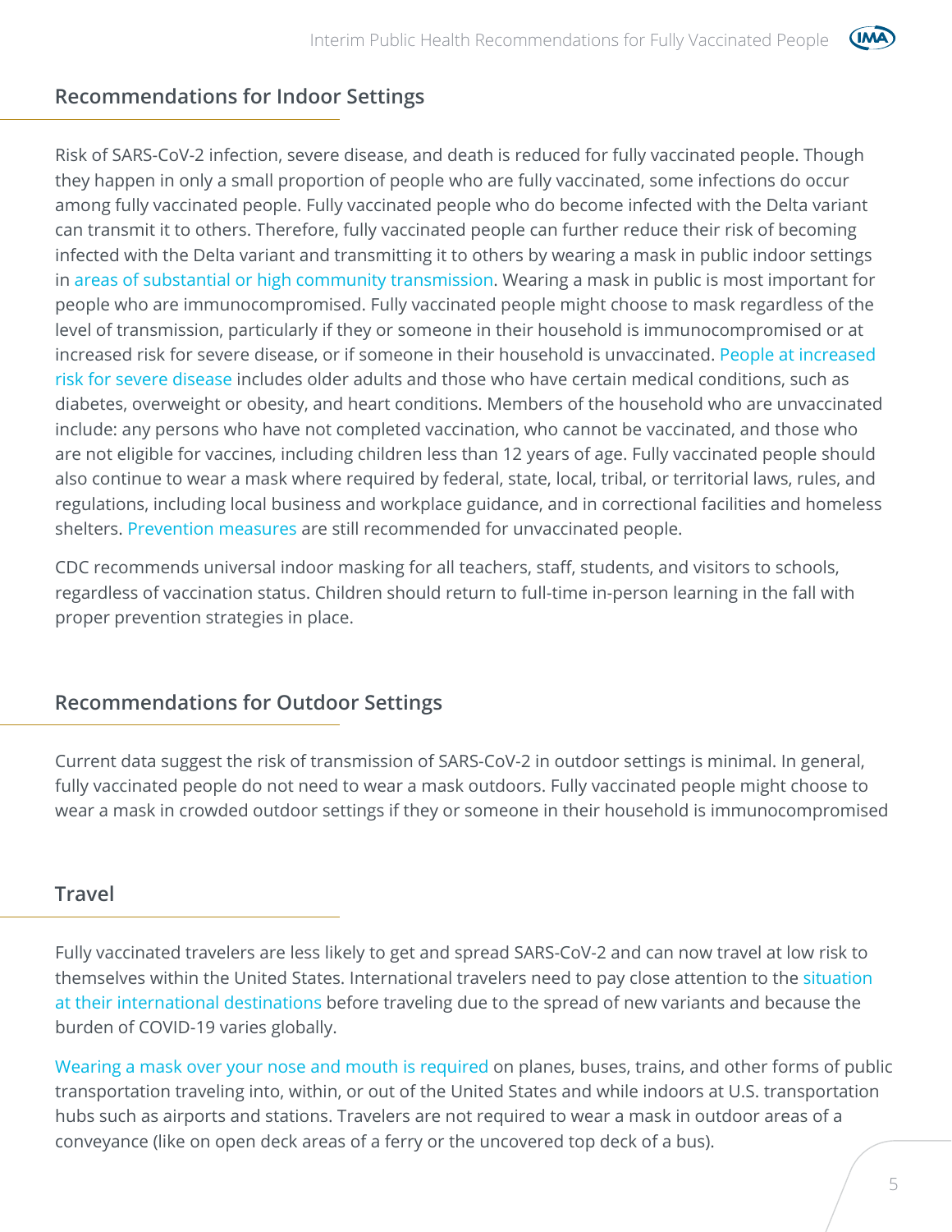## Recommendations for Indoor Settings

Risk of SARS-CoV-2 infection, severe disease, and death is reduced for fully vaccinated people. Though they happen in only a small proportion of people who are fully vaccinated, some infections do occur among fully vaccinated people. Fully vaccinated people who do become infected with the Delta variant can transmit it to others. Therefore, fully vaccinated people can further reduce their risk of becoming infected with the Delta variant and transmitting it to others by wearing a mask in public indoor settings in areas of substantial or high community transmission. Wearing a mask in public is most important for people who are immunocompromised. Fully vaccinated people might choose to mask regardless of the level of transmission, particularly if they or someone in their household is immunocompromised or at increased risk for severe disease, or if someone in their household is unvaccinated. People at increased risk for severe disease includes older adults and those who have certain medical conditions, such as diabetes, overweight or obesity, and heart conditions. Members of the household who are unvaccinated include: any persons who have not completed vaccination, who cannot be vaccinated, and those who are not eligible for vaccines, including children less than 12 years of age. Fully vaccinated people should also continue to wear a mask where required by federal, state, local, tribal, or territorial laws, rules, and regulations, including local business and workplace guidance, and in correctional facilities and homeless shelters. Prevention measures are still recommended for unvaccinated people.

CDC recommends universal indoor masking for all teachers, staff, students, and visitors to schools, regardless of vaccination status. Children should return to full-time in-person learning in the fall with proper prevention strategies in place.

## Recommendations for Outdoor Settings

Current data suggest the risk of transmission of SARS-CoV-2 in outdoor settings is minimal. In general, fully vaccinated people do not need to wear a mask outdoors. Fully vaccinated people might choose to wear a mask in crowded outdoor settings if they or someone in their household is immunocompromised

## Travel

Fully vaccinated travelers are less likely to get and spread SARS-CoV-2 and can now travel at low risk to themselves within the United States. International travelers need to pay close attention to the situation at their international destinations before traveling due to the spread of new variants and because the burden of COVID-19 varies globally.

Wearing a mask over your nose and mouth is required on planes, buses, trains, and other forms of public transportation traveling into, within, or out of the United States and while indoors at U.S. transportation hubs such as airports and stations. Travelers are not required to wear a mask in outdoor areas of a conveyance (like on open deck areas of a ferry or the uncovered top deck of a bus).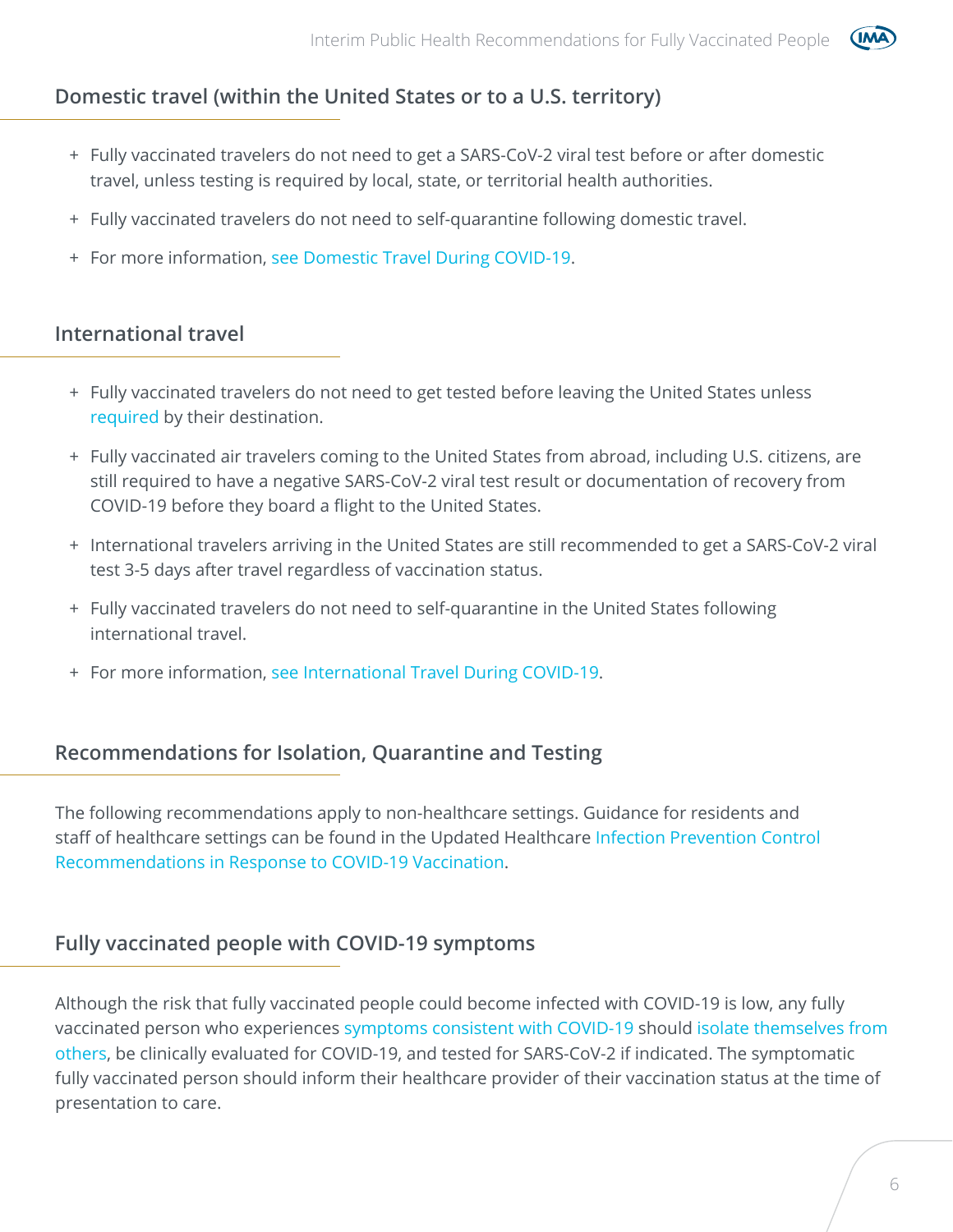## Domestic travel (within the United States or to a U.S. territory)

- Fully vaccinated travelers do not need to get a SARS-CoV-2 viral test before or after domestic travel, unless testing is required by local, state, or territorial health authorities.
- Fully vaccinated travelers do not need to self-quarantine following domestic travel.
- For more information, see Domestic Travel During COVID-19.

## International travel

- Fully vaccinated travelers do not need to get tested before leaving the United States unless required by their destination.
- Fully vaccinated air travelers coming to the United States from abroad, including U.S. citizens, are still required to have a negative SARS-CoV-2 viral test result or documentation of recovery from COVID-19 before they board a flight to the United States.
- International travelers arriving in the United States are still recommended to get a SARS-CoV-2 viral test 3-5 days after travel regardless of vaccination status.
- Fully vaccinated travelers do not need to self-quarantine in the United States following international travel.
- For more information, see International Travel During COVID-19.

## Recommendations for Isolation, Quarantine and Testing

The following recommendations apply to non-healthcare settings. Guidance for residents and staff of healthcare settings can be found in the Updated Healthcare Infection Prevention Control Recommendations in Response to COVID-19 Vaccination.

## Fully vaccinated people with COVID-19 symptoms

Although the risk that fully vaccinated people could become infected with COVID-19 is low, any fully vaccinated person who experiences symptoms consistent with COVID-19 should isolate themselves from others, be clinically evaluated for COVID-19, and tested for SARS-CoV-2 if indicated. The symptomatic fully vaccinated person should inform their healthcare provider of their vaccination status at the time of presentation to care.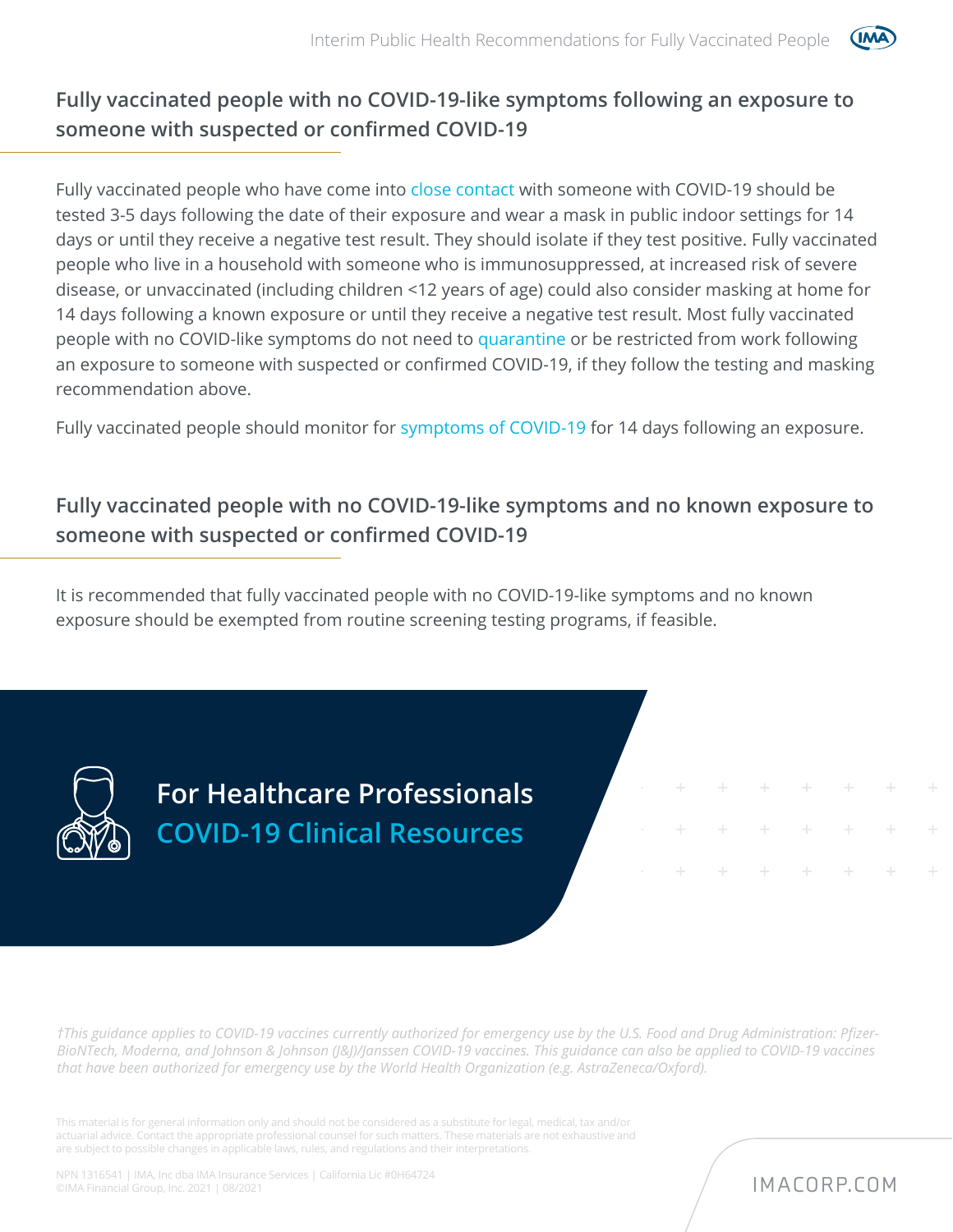## Fully vaccinated people with no COVID-19-like symptoms following an exposure to someone with suspected or confirmed COVID-19

Fully vaccinated people who have come into close contact with someone with COVID-19 should be tested 3-5 days following the date of their exposure and wear a mask in public indoor settings for 14 days or until they receive a negative test result. They should isolate if they test positive. Fully vaccinated people who live in a household with someone who is immunosuppressed, at increased risk of severe disease, or unvaccinated (including children <12 years of age) could also consider masking at home for 14 days following a known exposure or until they receive a negative test result. Most fully vaccinated people with no COVID-like symptoms do not need to quarantine or be restricted from work following an exposure to someone with suspected or confirmed COVID-19, if they follow the testing and masking recommendation above.

Fully vaccinated people should monitor for symptoms of COVID-19 for 14 days following an exposure.

## Fully vaccinated people with no COVID-19-like symptoms and no known exposure to someone with suspected or confirmed COVID-19

It is recommended that fully vaccinated people with no COVID-19-like symptoms and no known exposure should be exempted from routine screening testing programs, if feasible.

**For Healthcare Professionals**
**COVID-19 Clinical Resources**

*†This guidance applies to COVID-19 vaccines currently authorized for emergency use by the U.S. Food and Drug Administration: Pfizer-BioNTech, Moderna, and Johnson & Johnson (J&J)/Janssen COVID-19 vaccines. This guidance can also be applied to COVID-19 vaccines that have been authorized for emergency use by the World Health Organization (e.g. AstraZeneca/Oxford).*

This material is for general information only and should not be considered as a substitute for legal, medical, tax and/or actuarial advice. Contact the appropriate professional counsel for such matters. These materials are not exhaustive and are subject to possible changes in applicable laws, rules, and regulations and their interpretations.

NPN 1316541 | IMA, Inc dba IMA Insurance Services | California Lic #0H64724
©IMA Financial Group, Inc. 2021 | 08/2021

IMACORP.COM